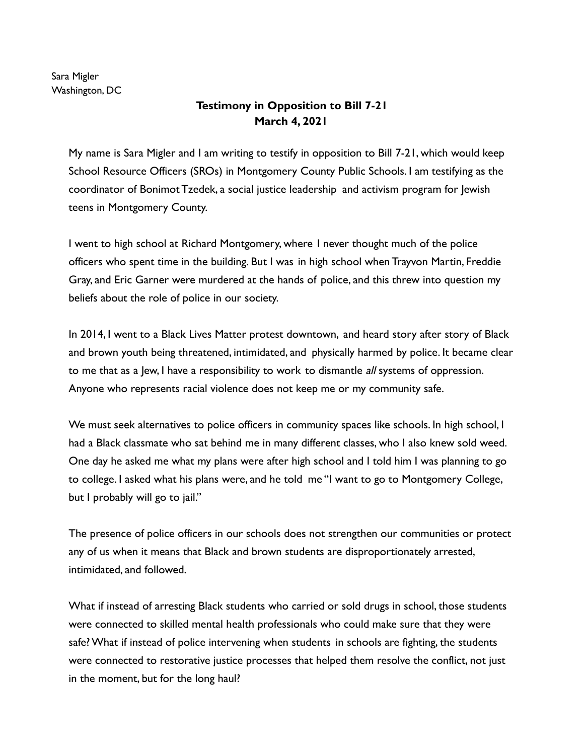Sara Migler
Washington, DC

**Testimony in Opposition to Bill 7-21**
**March 4, 2021**

My name is Sara Migler and I am writing to testify in opposition to Bill 7-21, which would keep School Resource Officers (SROs) in Montgomery County Public Schools. I am testifying as the coordinator of Bonimot Tzedek, a social justice leadership and activism program for Jewish teens in Montgomery County.

I went to high school at Richard Montgomery, where I never thought much of the police officers who spent time in the building. But I was in high school when Trayvon Martin, Freddie Gray, and Eric Garner were murdered at the hands of police, and this threw into question my beliefs about the role of police in our society.

In 2014, I went to a Black Lives Matter protest downtown, and heard story after story of Black and brown youth being threatened, intimidated, and physically harmed by police. It became clear to me that as a Jew, I have a responsibility to work to dismantle *all* systems of oppression. Anyone who represents racial violence does not keep me or my community safe.

We must seek alternatives to police officers in community spaces like schools. In high school, I had a Black classmate who sat behind me in many different classes, who I also knew sold weed. One day he asked me what my plans were after high school and I told him I was planning to go to college. I asked what his plans were, and he told me "I want to go to Montgomery College, but I probably will go to jail."

The presence of police officers in our schools does not strengthen our communities or protect any of us when it means that Black and brown students are disproportionately arrested, intimidated, and followed.

What if instead of arresting Black students who carried or sold drugs in school, those students were connected to skilled mental health professionals who could make sure that they were safe? What if instead of police intervening when students in schools are fighting, the students were connected to restorative justice processes that helped them resolve the conflict, not just in the moment, but for the long haul?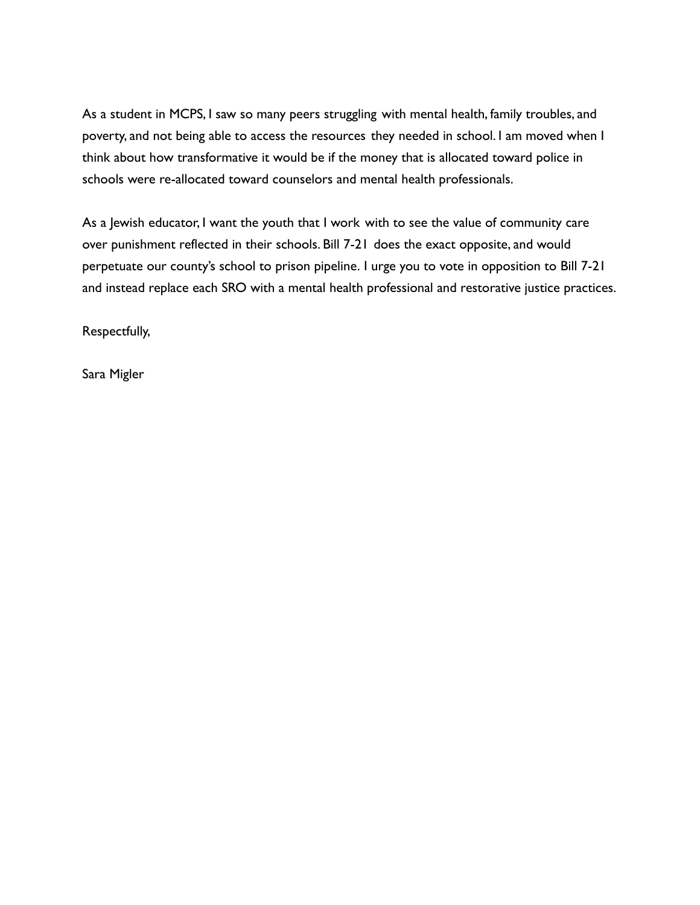As a student in MCPS, I saw so many peers struggling with mental health, family troubles, and poverty, and not being able to access the resources they needed in school. I am moved when I think about how transformative it would be if the money that is allocated toward police in schools were re-allocated toward counselors and mental health professionals.

As a Jewish educator, I want the youth that I work with to see the value of community care over punishment reflected in their schools. Bill 7-21 does the exact opposite, and would perpetuate our county's school to prison pipeline. I urge you to vote in opposition to Bill 7-21 and instead replace each SRO with a mental health professional and restorative justice practices.

Respectfully,

Sara Migler